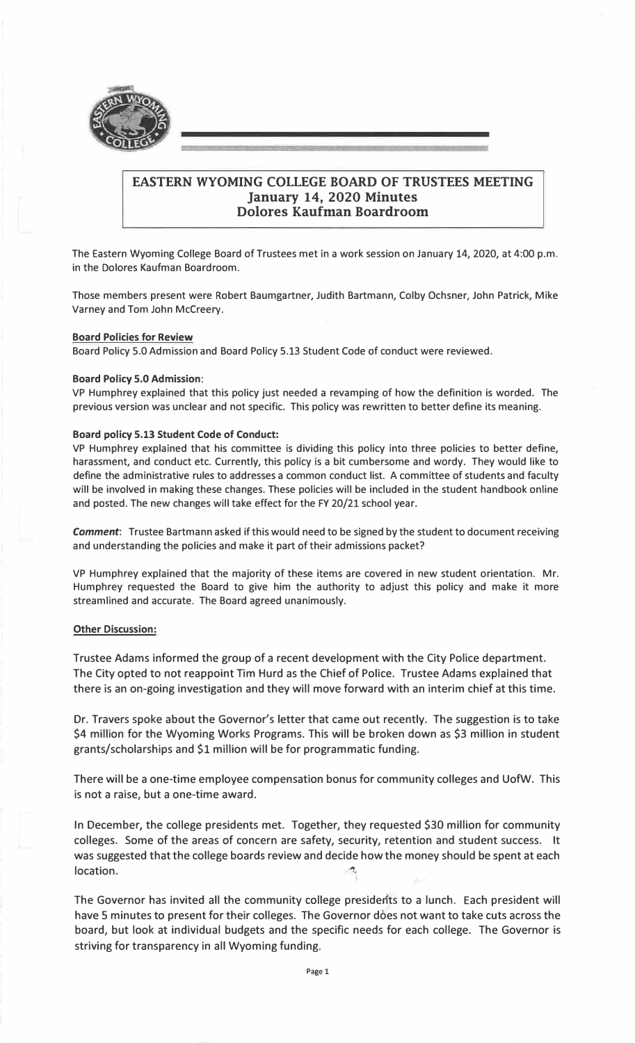# EASTERN WYOMING COLLEGE BOARD OF TRUSTEES MEETING
## January 14, 2020 Minutes
## Dolores Kaufman Boardroom

The Eastern Wyoming College Board of Trustees met in a work session on January 14, 2020, at 4:00 p.m. in the Dolores Kaufman Boardroom.

Those members present were Robert Baumgartner, Judith Bartmann, Colby Ochsner, John Patrick, Mike Varney and Tom John McCreery.

**Board Policies for Review**

Board Policy 5.0 Admission and Board Policy 5.13 Student Code of conduct were reviewed.

**Board Policy 5.0 Admission**:

VP Humphrey explained that this policy just needed a revamping of how the definition is worded. The previous version was unclear and not specific. This policy was rewritten to better define its meaning.

**Board policy 5.13 Student Code of Conduct:**

VP Humphrey explained that his committee is dividing this policy into three policies to better define, harassment, and conduct etc. Currently, this policy is a bit cumbersome and wordy. They would like to define the administrative rules to addresses a common conduct list. A committee of students and faculty will be involved in making these changes. These policies will be included in the student handbook online and posted. The new changes will take effect for the FY 20/21 school year.

***Comment***: Trustee Bartmann asked if this would need to be signed by the student to document receiving and understanding the policies and make it part of their admissions packet?

VP Humphrey explained that the majority of these items are covered in new student orientation. Mr. Humphrey requested the Board to give him the authority to adjust this policy and make it more streamlined and accurate. The Board agreed unanimously.

**Other Discussion:**

Trustee Adams informed the group of a recent development with the City Police department. The City opted to not reappoint Tim Hurd as the Chief of Police. Trustee Adams explained that there is an on-going investigation and they will move forward with an interim chief at this time.

Dr. Travers spoke about the Governor's letter that came out recently. The suggestion is to take $4 million for the Wyoming Works Programs. This will be broken down as $3 million in student grants/scholarships and $1 million will be for programmatic funding.

There will be a one-time employee compensation bonus for community colleges and UofW. This is not a raise, but a one-time award.

In December, the college presidents met. Together, they requested $30 million for community colleges. Some of the areas of concern are safety, security, retention and student success. It was suggested that the college boards review and decide how the money should be spent at each location.

The Governor has invited all the community college presidents to a lunch. Each president will have 5 minutes to present for their colleges. The Governor does not want to take cuts across the board, but look at individual budgets and the specific needs for each college. The Governor is striving for transparency in all Wyoming funding.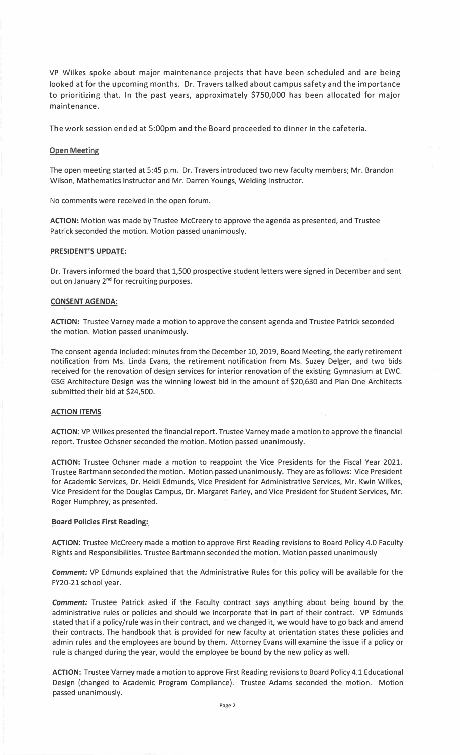VP Wilkes spoke about major maintenance projects that have been scheduled and are being looked at for the upcoming months. Dr. Travers talked about campus safety and the importance to prioritizing that. In the past years, approximately $750,000 has been allocated for major maintenance.

The work session ended at 5:00pm and the Board proceeded to dinner in the cafeteria.

**Open Meeting**

The open meeting started at 5:45 p.m. Dr. Travers introduced two new faculty members; Mr. Brandon Wilson, Mathematics Instructor and Mr. Darren Youngs, Welding Instructor.

No comments were received in the open forum.

**ACTION:** Motion was made by Trustee McCreery to approve the agenda as presented, and Trustee Patrick seconded the motion. Motion passed unanimously.

**PRESIDENT'S UPDATE:**

Dr. Travers informed the board that 1,500 prospective student letters were signed in December and sent out on January 2nd for recruiting purposes.

**CONSENT AGENDA:**

**ACTION:** Trustee Varney made a motion to approve the consent agenda and Trustee Patrick seconded the motion. Motion passed unanimously.

The consent agenda included: minutes from the December 10, 2019, Board Meeting, the early retirement notification from Ms. Linda Evans, the retirement notification from Ms. Suzey Delger, and two bids received for the renovation of design services for interior renovation of the existing Gymnasium at EWC. GSG Architecture Design was the winning lowest bid in the amount of $20,630 and Plan One Architects submitted their bid at $24,500.

**ACTION ITEMS**

**ACTION**: VP Wilkes presented the financial report. Trustee Varney made a motion to approve the financial report. Trustee Ochsner seconded the motion. Motion passed unanimously.

**ACTION:** Trustee Ochsner made a motion to reappoint the Vice Presidents for the Fiscal Year 2021. Trustee Bartmann seconded the motion. Motion passed unanimously. They are as follows: Vice President for Academic Services, Dr. Heidi Edmunds, Vice President for Administrative Services, Mr. Kwin Wilkes, Vice President for the Douglas Campus, Dr. Margaret Farley, and Vice President for Student Services, Mr. Roger Humphrey, as presented.

**Board Policies First Reading:**

**ACTION**: Trustee McCreery made a motion to approve First Reading revisions to Board Policy 4.0 Faculty Rights and Responsibilities. Trustee Bartmann seconded the motion. Motion passed unanimously

***Comment:*** VP Edmunds explained that the Administrative Rules for this policy will be available for the FY20-21 school year.

***Comment:*** Trustee Patrick asked if the Faculty contract says anything about being bound by the administrative rules or policies and should we incorporate that in part of their contract. VP Edmunds stated that if a policy/rule was in their contract, and we changed it, we would have to go back and amend their contracts. The handbook that is provided for new faculty at orientation states these policies and admin rules and the employees are bound by them. Attorney Evans will examine the issue if a policy or rule is changed during the year, would the employee be bound by the new policy as well.

**ACTION:** Trustee Varney made a motion to approve First Reading revisions to Board Policy 4.1 Educational Design (changed to Academic Program Compliance). Trustee Adams seconded the motion. Motion passed unanimously.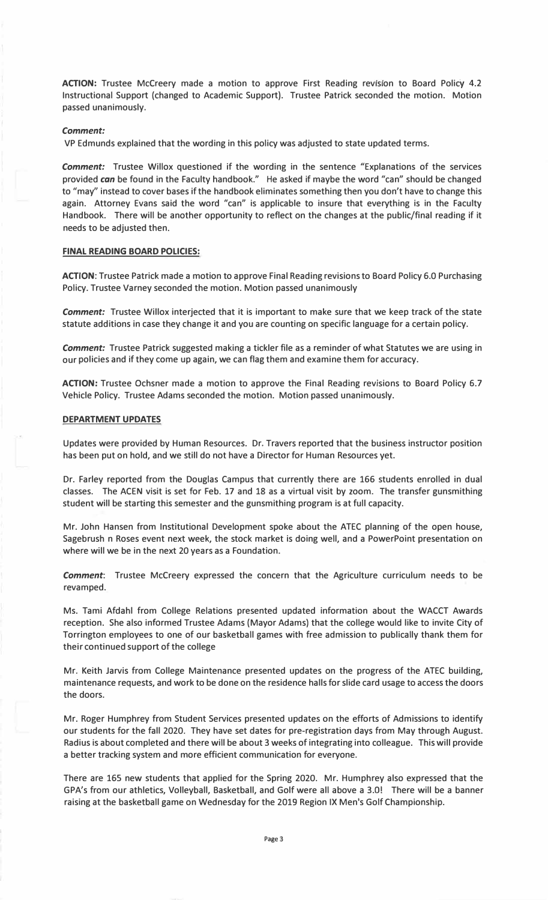**ACTION:** Trustee McCreery made a motion to approve First Reading revision to Board Policy 4.2 Instructional Support (changed to Academic Support). Trustee Patrick seconded the motion. Motion passed unanimously.

***Comment:***

VP Edmunds explained that the wording in this policy was adjusted to state updated terms.

***Comment:*** Trustee Willox questioned if the wording in the sentence "Explanations of the services provided ***can*** be found in the Faculty handbook." He asked if maybe the word "can" should be changed to "may" instead to cover bases if the handbook eliminates something then you don't have to change this again. Attorney Evans said the word "can" is applicable to insure that everything is in the Faculty Handbook. There will be another opportunity to reflect on the changes at the public/final reading if it needs to be adjusted then.

**FINAL READING BOARD POLICIES:**

**ACTION**: Trustee Patrick made a motion to approve Final Reading revisions to Board Policy 6.0 Purchasing Policy. Trustee Varney seconded the motion. Motion passed unanimously

***Comment:*** Trustee Willox interjected that it is important to make sure that we keep track of the state statute additions in case they change it and you are counting on specific language for a certain policy.

***Comment:*** Trustee Patrick suggested making a tickler file as a reminder of what Statutes we are using in our policies and if they come up again, we can flag them and examine them for accuracy.

**ACTION:** Trustee Ochsner made a motion to approve the Final Reading revisions to Board Policy 6.7 Vehicle Policy. Trustee Adams seconded the motion. Motion passed unanimously.

**DEPARTMENT UPDATES**

Updates were provided by Human Resources. Dr. Travers reported that the business instructor position has been put on hold, and we still do not have a Director for Human Resources yet.

Dr. Farley reported from the Douglas Campus that currently there are 166 students enrolled in dual classes. The ACEN visit is set for Feb. 17 and 18 as a virtual visit by zoom. The transfer gunsmithing student will be starting this semester and the gunsmithing program is at full capacity.

Mr. John Hansen from Institutional Development spoke about the ATEC planning of the open house, Sagebrush n Roses event next week, the stock market is doing well, and a PowerPoint presentation on where will we be in the next 20 years as a Foundation.

***Comment***: Trustee McCreery expressed the concern that the Agriculture curriculum needs to be revamped.

Ms. Tami Afdahl from College Relations presented updated information about the WACCT Awards reception. She also informed Trustee Adams (Mayor Adams) that the college would like to invite City of Torrington employees to one of our basketball games with free admission to publically thank them for their continued support of the college

Mr. Keith Jarvis from College Maintenance presented updates on the progress of the ATEC building, maintenance requests, and work to be done on the residence halls for slide card usage to access the doors the doors.

Mr. Roger Humphrey from Student Services presented updates on the efforts of Admissions to identify our students for the fall 2020. They have set dates for pre-registration days from May through August. Radius is about completed and there will be about 3 weeks of integrating into colleague. This will provide a better tracking system and more efficient communication for everyone.

There are 165 new students that applied for the Spring 2020. Mr. Humphrey also expressed that the GPA's from our athletics, Volleyball, Basketball, and Golf were all above a 3.0! There will be a banner raising at the basketball game on Wednesday for the 2019 Region IX Men's Golf Championship.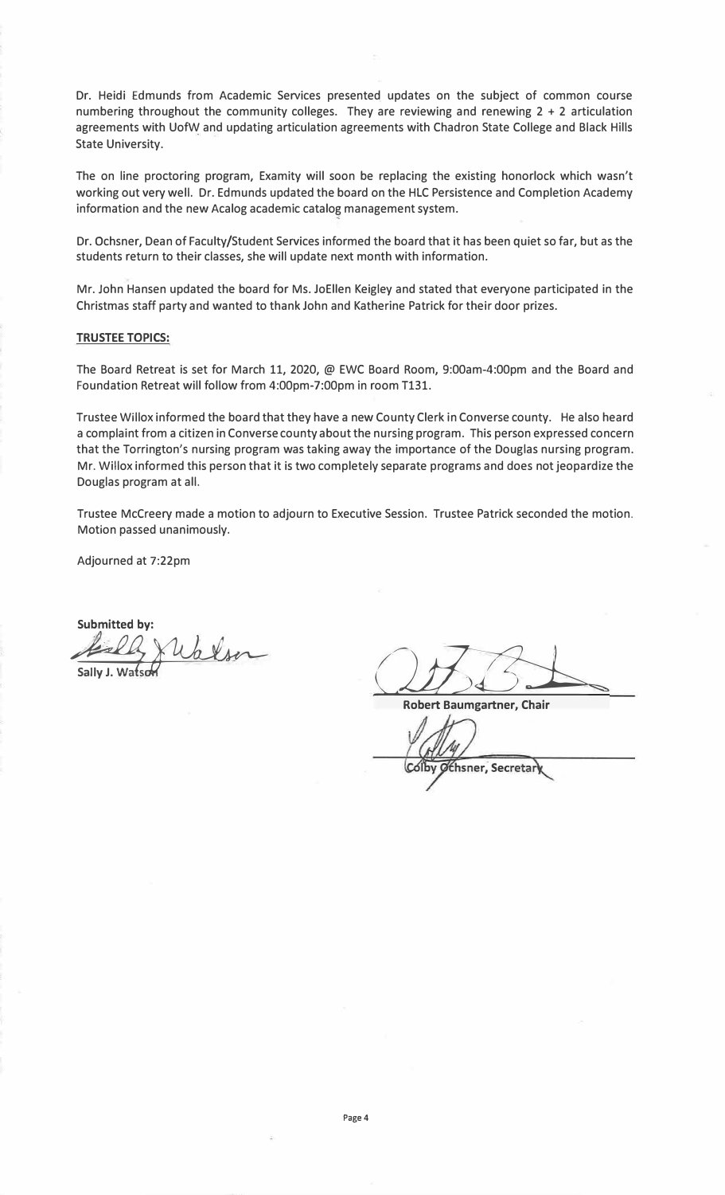Dr. Heidi Edmunds from Academic Services presented updates on the subject of common course numbering throughout the community colleges. They are reviewing and renewing 2 + 2 articulation agreements with UofW and updating articulation agreements with Chadron State College and Black Hills State University.

The on line proctoring program, Examity will soon be replacing the existing honorlock which wasn't working out very well. Dr. Edmunds updated the board on the HLC Persistence and Completion Academy information and the new Acalog academic catalog management system.

Dr. Ochsner, Dean of Faculty/Student Services informed the board that it has been quiet so far, but as the students return to their classes, she will update next month with information.

Mr. John Hansen updated the board for Ms. JoEllen Keigley and stated that everyone participated in the Christmas staff party and wanted to thank John and Katherine Patrick for their door prizes.

**TRUSTEE TOPICS:**

The Board Retreat is set for March 11, 2020, @ EWC Board Room, 9:00am-4:00pm and the Board and Foundation Retreat will follow from 4:00pm-7:00pm in room T131.

Trustee Willox informed the board that they have a new County Clerk in Converse county. He also heard a complaint from a citizen in Converse county about the nursing program. This person expressed concern that the Torrington's nursing program was taking away the importance of the Douglas nursing program. Mr. Willox informed this person that it is two completely separate programs and does not jeopardize the Douglas program at all.

Trustee McCreery made a motion to adjourn to Executive Session. Trustee Patrick seconded the motion. Motion passed unanimously.

Adjourned at 7:22pm

**Submitted by:**

Sally J. Watson

**Robert Baumgartner, Chair**

**Colby Ochsner, Secretary**